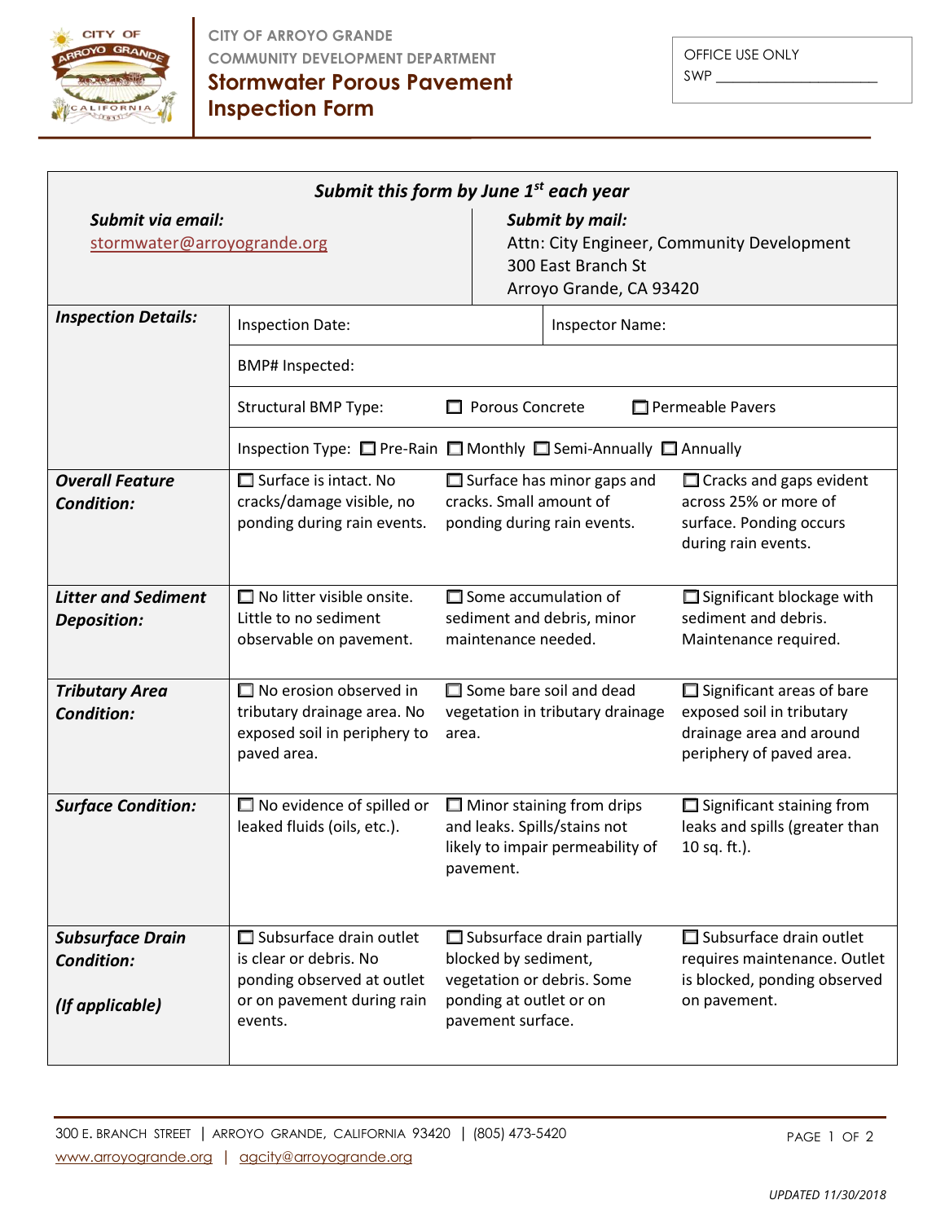CITY OF ARROYO GRANDE
COMMUNITY DEVELOPMENT DEPARTMENT

# Stormwater Porous Pavement Inspection Form

OFFICE USE ONLY
SWP ____________________

***Submit this form by June 1st each year***

| ***Submit via email:*** | ***Submit by mail:*** |
|---|---|
| stormwater@arroyogrande.org | Attn: City Engineer, Community Development<br>300 East Branch St<br>Arroyo Grande, CA 93420 |

| | | | |
|---|---|---|---|
| ***Inspection Details:*** | Inspection Date: | Inspector Name: | |
| | BMP# Inspected: | | |
| | Structural BMP Type: ☐ Porous Concrete ☐ Permeable Pavers | | |
| | Inspection Type: ☐ Pre-Rain ☐ Monthly ☐ Semi-Annually ☐ Annually | | |
| ***Overall Feature Condition:*** | ☐ Surface is intact. No cracks/damage visible, no ponding during rain events. | ☐ Surface has minor gaps and cracks. Small amount of ponding during rain events. | ☐ Cracks and gaps evident across 25% or more of surface. Ponding occurs during rain events. |
| ***Litter and Sediment Deposition:*** | ☐ No litter visible onsite. Little to no sediment observable on pavement. | ☐ Some accumulation of sediment and debris, minor maintenance needed. | ☐ Significant blockage with sediment and debris. Maintenance required. |
| ***Tributary Area Condition:*** | ☐ No erosion observed in tributary drainage area. No exposed soil in periphery to paved area. | ☐ Some bare soil and dead vegetation in tributary drainage area. | ☐ Significant areas of bare exposed soil in tributary drainage area and around periphery of paved area. |
| ***Surface Condition:*** | ☐ No evidence of spilled or leaked fluids (oils, etc.). | ☐ Minor staining from drips and leaks. Spills/stains not likely to impair permeability of pavement. | ☐ Significant staining from leaks and spills (greater than 10 sq. ft.). |
| ***Subsurface Drain Condition:***<br><br>***(If applicable)*** | ☐ Subsurface drain outlet is clear or debris. No ponding observed at outlet or on pavement during rain events. | ☐ Subsurface drain partially blocked by sediment, vegetation or debris. Some ponding at outlet or on pavement surface. | ☐ Subsurface drain outlet requires maintenance. Outlet is blocked, ponding observed on pavement. |

300 E. BRANCH STREET | ARROYO GRANDE, CALIFORNIA 93420 | (805) 473-5420
www.arroyogrande.org | agcity@arroyogrande.org

*UPDATED 11/30/2018*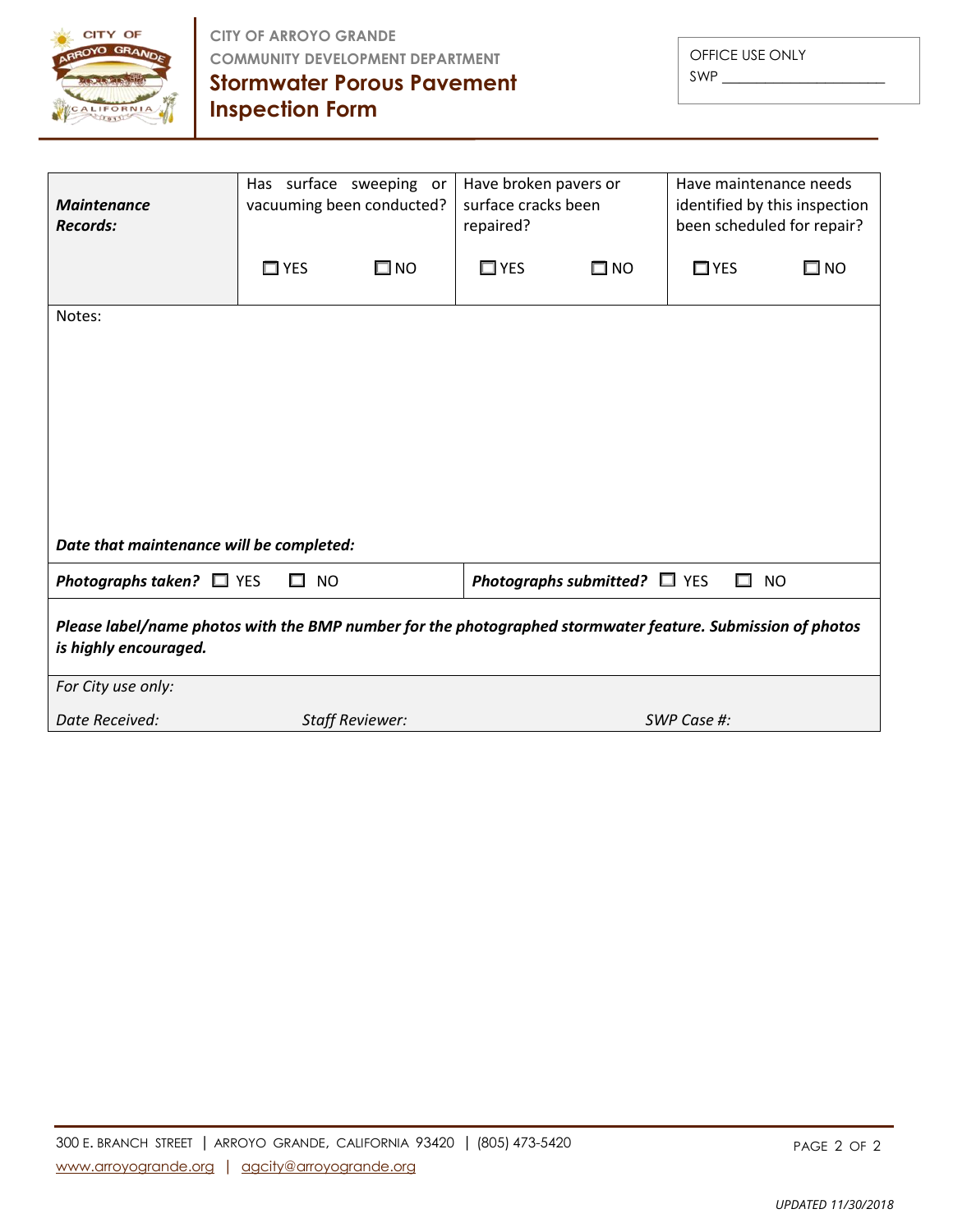CITY OF ARROYO GRANDE
COMMUNITY DEVELOPMENT DEPARTMENT

# Stormwater Porous Pavement Inspection Form

OFFICE USE ONLY
SWP ____________________

| | | | | | | |
|---|---|---|---|---|---|---|
| ***Maintenance Records:*** | Has surface sweeping or vacuuming been conducted? | | Have broken pavers or surface cracks been repaired? | | Have maintenance needs identified by this inspection been scheduled for repair? | |
| | ☐ YES | ☐ NO | ☐ YES | ☐ NO | ☐ YES | ☐ NO |

Notes:

***Date that maintenance will be completed:***

***Photographs taken?*** ☐ YES ☐ NO

***Photographs submitted?*** ☐ YES ☐ NO

***Please label/name photos with the BMP number for the photographed stormwater feature. Submission of photos is highly encouraged.***

*For City use only:*

*Date Received:* *Staff Reviewer:* *SWP Case #:*

300 E. BRANCH STREET | ARROYO GRANDE, CALIFORNIA 93420 | (805) 473-5420
www.arroyogrande.org | agcity@arroyogrande.org

*UPDATED 11/30/2018*